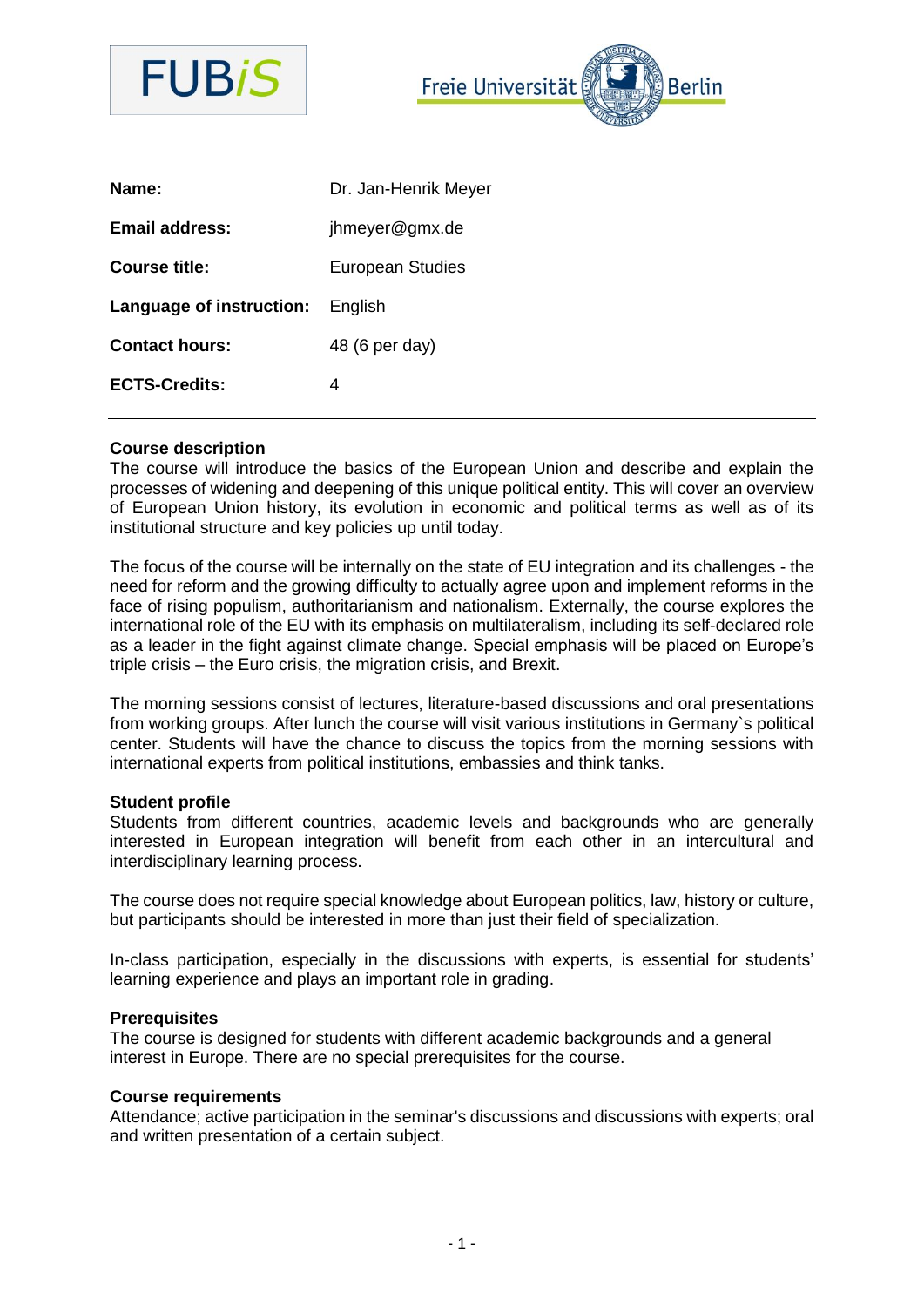| | |
|---|---|
| **Name:** | Dr. Jan-Henrik Meyer |
| **Email address:** | jhmeyer@gmx.de |
| **Course title:** | European Studies |
| **Language of instruction:** | English |
| **Contact hours:** | 48 (6 per day) |
| **ECTS-Credits:** | 4 |

---

### Course description

The course will introduce the basics of the European Union and describe and explain the processes of widening and deepening of this unique political entity. This will cover an overview of European Union history, its evolution in economic and political terms as well as of its institutional structure and key policies up until today.

The focus of the course will be internally on the state of EU integration and its challenges - the need for reform and the growing difficulty to actually agree upon and implement reforms in the face of rising populism, authoritarianism and nationalism. Externally, the course explores the international role of the EU with its emphasis on multilateralism, including its self-declared role as a leader in the fight against climate change. Special emphasis will be placed on Europe's triple crisis – the Euro crisis, the migration crisis, and Brexit.

The morning sessions consist of lectures, literature-based discussions and oral presentations from working groups. After lunch the course will visit various institutions in Germany`s political center. Students will have the chance to discuss the topics from the morning sessions with international experts from political institutions, embassies and think tanks.

### Student profile

Students from different countries, academic levels and backgrounds who are generally interested in European integration will benefit from each other in an intercultural and interdisciplinary learning process.

The course does not require special knowledge about European politics, law, history or culture, but participants should be interested in more than just their field of specialization.

In-class participation, especially in the discussions with experts, is essential for students' learning experience and plays an important role in grading.

### Prerequisites

The course is designed for students with different academic backgrounds and a general interest in Europe. There are no special prerequisites for the course.

### Course requirements

Attendance; active participation in the seminar's discussions and discussions with experts; oral and written presentation of a certain subject.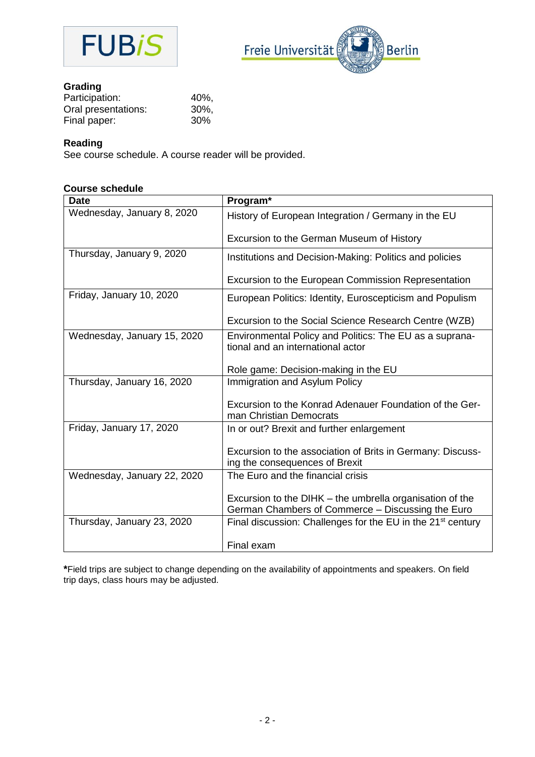**Grading**

| | |
|---|---|
| Participation: | 40%, |
| Oral presentations: | 30%, |
| Final paper: | 30% |

**Reading**

See course schedule. A course reader will be provided.

**Course schedule**

| Date | Program* |
|---|---|
| Wednesday, January 8, 2020 | History of European Integration / Germany in the EU<br><br>Excursion to the German Museum of History |
| Thursday, January 9, 2020 | Institutions and Decision-Making: Politics and policies<br><br>Excursion to the European Commission Representation |
| Friday, January 10, 2020 | European Politics: Identity, Euroscepticism and Populism<br><br>Excursion to the Social Science Research Centre (WZB) |
| Wednesday, January 15, 2020 | Environmental Policy and Politics: The EU as a supranational and an international actor<br><br>Role game: Decision-making in the EU |
| Thursday, January 16, 2020 | Immigration and Asylum Policy<br><br>Excursion to the Konrad Adenauer Foundation of the German Christian Democrats |
| Friday, January 17, 2020 | In or out? Brexit and further enlargement<br><br>Excursion to the association of Brits in Germany: Discussing the consequences of Brexit |
| Wednesday, January 22, 2020 | The Euro and the financial crisis<br><br>Excursion to the DIHK – the umbrella organisation of the German Chambers of Commerce – Discussing the Euro |
| Thursday, January 23, 2020 | Final discussion: Challenges for the EU in the 21st century<br><br>Final exam |

**\***Field trips are subject to change depending on the availability of appointments and speakers. On field trip days, class hours may be adjusted.